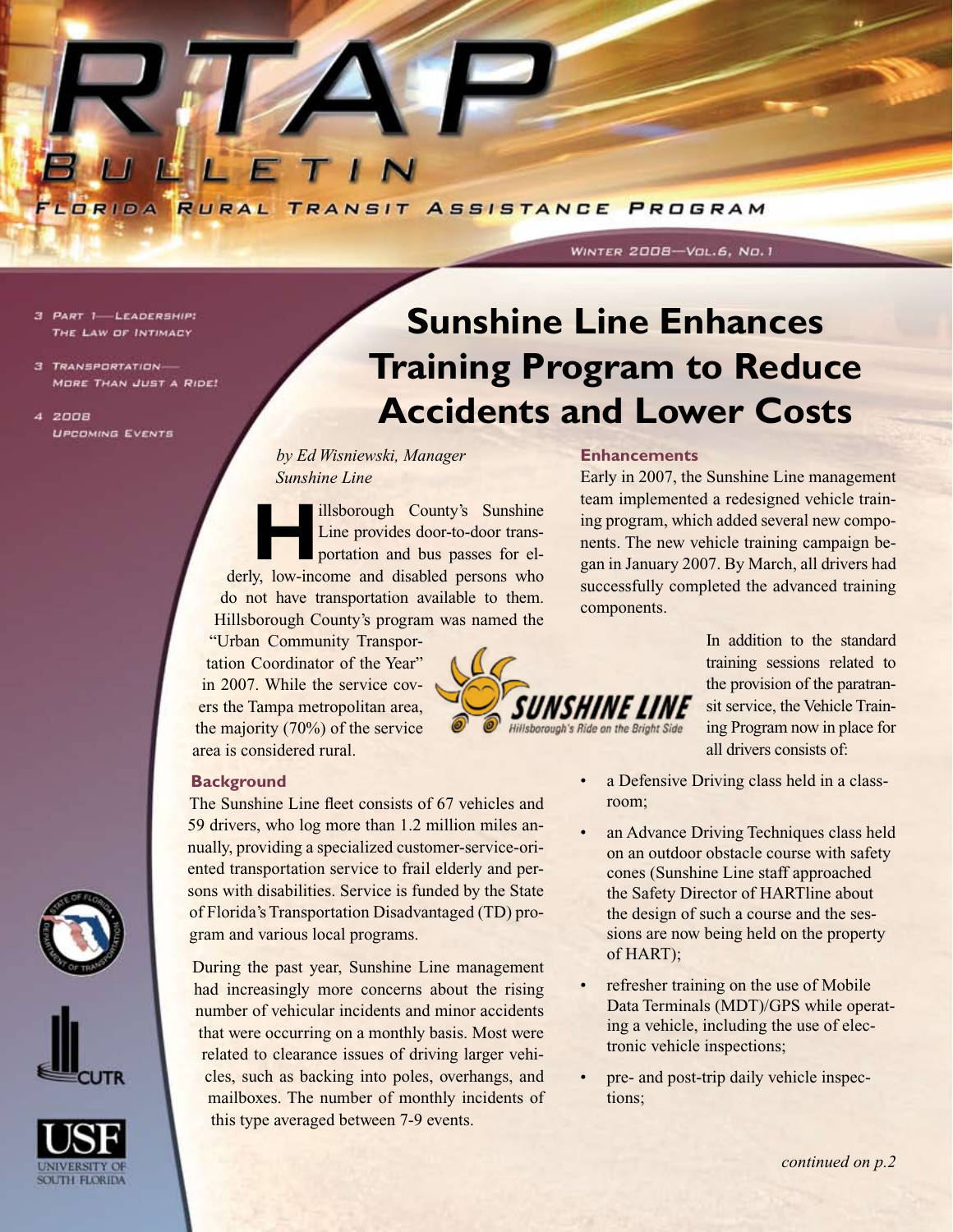# RTAP Bulletin

FLORIDA RURAL TRANSIT ASSISTANCE PROGRAM

WINTER 2008—VOL.6, NO.1

- 3 PART 1—LEADERSHIP: THE LAW OF INTIMACY
- 3 TRANSPORTATION—MORE THAN JUST A RIDE!
- 4 2008 UPCOMING EVENTS

## Sunshine Line Enhances Training Program to Reduce Accidents and Lower Costs

*by Ed Wisniewski, Manager*
*Sunshine Line*

Hillsborough County's Sunshine Line provides door-to-door transportation and bus passes for elderly, low-income and disabled persons who do not have transportation available to them. Hillsborough County's program was named the "Urban Community Transportation Coordinator of the Year" in 2007. While the service covers the Tampa metropolitan area, the majority (70%) of the service area is considered rural.

### Background

The Sunshine Line fleet consists of 67 vehicles and 59 drivers, who log more than 1.2 million miles annually, providing a specialized customer-service-oriented transportation service to frail elderly and persons with disabilities. Service is funded by the State of Florida's Transportation Disadvantaged (TD) program and various local programs.

During the past year, Sunshine Line management had increasingly more concerns about the rising number of vehicular incidents and minor accidents that were occurring on a monthly basis. Most were related to clearance issues of driving larger vehicles, such as backing into poles, overhangs, and mailboxes. The number of monthly incidents of this type averaged between 7-9 events.

### Enhancements

Early in 2007, the Sunshine Line management team implemented a redesigned vehicle training program, which added several new components. The new vehicle training campaign began in January 2007. By March, all drivers had successfully completed the advanced training components.

In addition to the standard training sessions related to the provision of the paratransit service, the Vehicle Training Program now in place for all drivers consists of:

- a Defensive Driving class held in a classroom;
- an Advance Driving Techniques class held on an outdoor obstacle course with safety cones (Sunshine Line staff approached the Safety Director of HARTline about the design of such a course and the sessions are now being held on the property of HART);
- refresher training on the use of Mobile Data Terminals (MDT)/GPS while operating a vehicle, including the use of electronic vehicle inspections;
- pre- and post-trip daily vehicle inspections;

*continued on p.2*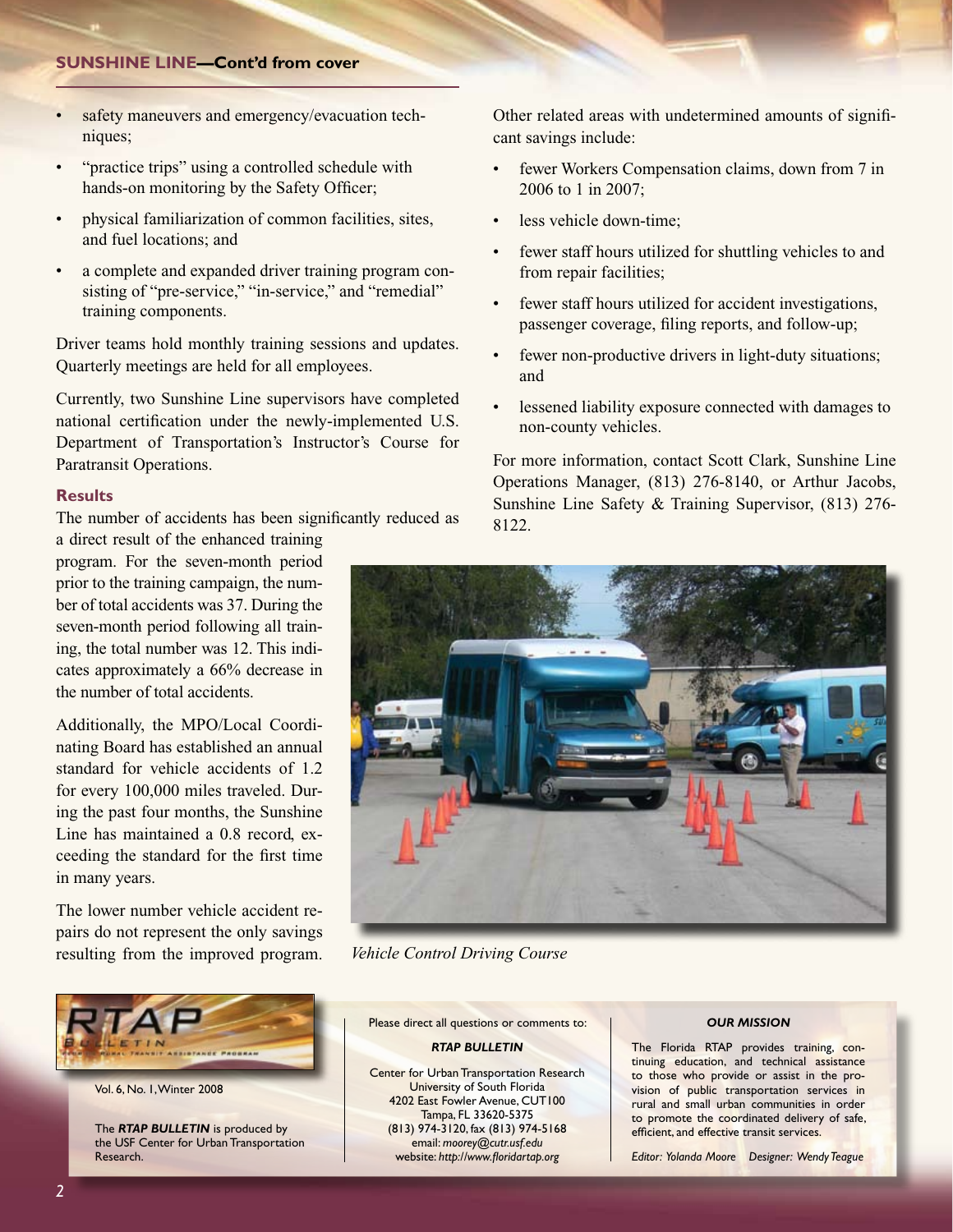**SUNSHINE LINE—Cont'd from cover**

- safety maneuvers and emergency/evacuation techniques;
- "practice trips" using a controlled schedule with hands-on monitoring by the Safety Officer;
- physical familiarization of common facilities, sites, and fuel locations; and
- a complete and expanded driver training program consisting of "pre-service," "in-service," and "remedial" training components.

Driver teams hold monthly training sessions and updates. Quarterly meetings are held for all employees.

Currently, two Sunshine Line supervisors have completed national certification under the newly-implemented U.S. Department of Transportation's Instructor's Course for Paratransit Operations.

### Results

The number of accidents has been significantly reduced as a direct result of the enhanced training program. For the seven-month period prior to the training campaign, the number of total accidents was 37. During the seven-month period following all training, the total number was 12. This indicates approximately a 66% decrease in the number of total accidents.

Additionally, the MPO/Local Coordinating Board has established an annual standard for vehicle accidents of 1.2 for every 100,000 miles traveled. During the past four months, the Sunshine Line has maintained a 0.8 record, exceeding the standard for the first time in many years.

The lower number vehicle accident repairs do not represent the only savings resulting from the improved program. Other related areas with undetermined amounts of significant savings include:

- fewer Workers Compensation claims, down from 7 in 2006 to 1 in 2007;
- less vehicle down-time;
- fewer staff hours utilized for shuttling vehicles to and from repair facilities;
- fewer staff hours utilized for accident investigations, passenger coverage, filing reports, and follow-up;
- fewer non-productive drivers in light-duty situations; and
- lessened liability exposure connected with damages to non-county vehicles.

For more information, contact Scott Clark, Sunshine Line Operations Manager, (813) 276-8140, or Arthur Jacobs, Sunshine Line Safety & Training Supervisor, (813) 276-8122.

*Vehicle Control Driving Course*

Vol. 6, No. 1, Winter 2008

The ***RTAP BULLETIN*** is produced by the USF Center for Urban Transportation Research.

Please direct all questions or comments to:

***RTAP BULLETIN***

Center for Urban Transportation Research
University of South Florida
4202 East Fowler Avenue, CUT100
Tampa, FL 33620-5375
(813) 974-3120, fax (813) 974-5168
email: *moorey@cutr.usf.edu*
website: *http://www.floridartap.org*

***OUR MISSION***

The Florida RTAP provides training, continuing education, and technical assistance to those who provide or assist in the provision of public transportation services in rural and small urban communities in order to promote the coordinated delivery of safe, efficient, and effective transit services.

*Editor: Yolanda Moore Designer: Wendy Teague*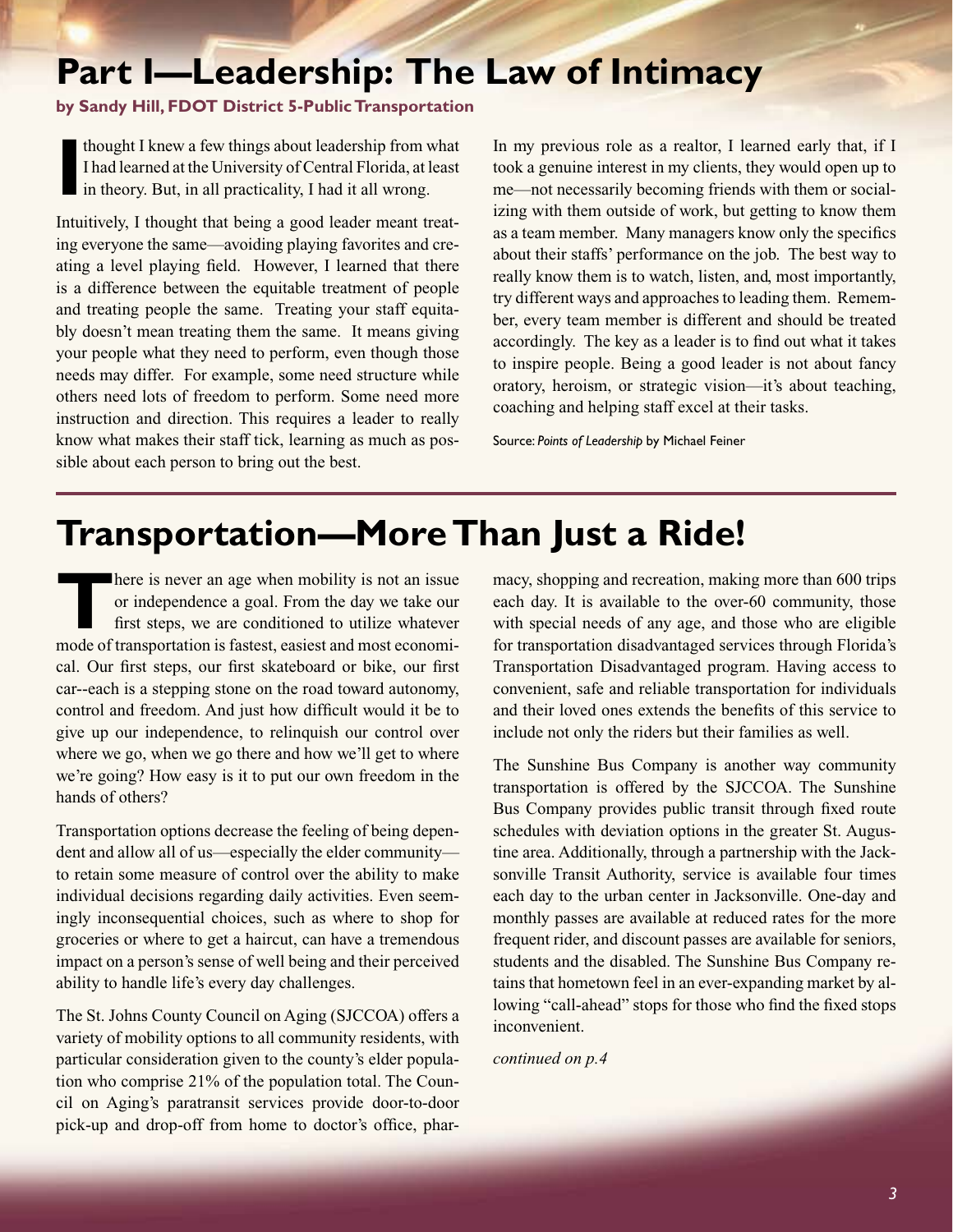# Part I—Leadership: The Law of Intimacy

**by Sandy Hill, FDOT District 5-Public Transportation**

I thought I knew a few things about leadership from what I had learned at the University of Central Florida, at least in theory. But, in all practicality, I had it all wrong.

Intuitively, I thought that being a good leader meant treating everyone the same—avoiding playing favorites and creating a level playing field. However, I learned that there is a difference between the equitable treatment of people and treating people the same. Treating your staff equitably doesn't mean treating them the same. It means giving your people what they need to perform, even though those needs may differ. For example, some need structure while others need lots of freedom to perform. Some need more instruction and direction. This requires a leader to really know what makes their staff tick, learning as much as possible about each person to bring out the best.

In my previous role as a realtor, I learned early that, if I took a genuine interest in my clients, they would open up to me—not necessarily becoming friends with them or socializing with them outside of work, but getting to know them as a team member. Many managers know only the specifics about their staffs' performance on the job. The best way to really know them is to watch, listen, and, most importantly, try different ways and approaches to leading them. Remember, every team member is different and should be treated accordingly. The key as a leader is to find out what it takes to inspire people. Being a good leader is not about fancy oratory, heroism, or strategic vision—it's about teaching, coaching and helping staff excel at their tasks.

Source: *Points of Leadership* by Michael Feiner

# Transportation—More Than Just a Ride!

There is never an age when mobility is not an issue or independence a goal. From the day we take our first steps, we are conditioned to utilize whatever mode of transportation is fastest, easiest and most economical. Our first steps, our first skateboard or bike, our first car--each is a stepping stone on the road toward autonomy, control and freedom. And just how difficult would it be to give up our independence, to relinquish our control over where we go, when we go there and how we'll get to where we're going? How easy is it to put our own freedom in the hands of others?

Transportation options decrease the feeling of being dependent and allow all of us—especially the elder community—to retain some measure of control over the ability to make individual decisions regarding daily activities. Even seemingly inconsequential choices, such as where to shop for groceries or where to get a haircut, can have a tremendous impact on a person's sense of well being and their perceived ability to handle life's every day challenges.

The St. Johns County Council on Aging (SJCCOA) offers a variety of mobility options to all community residents, with particular consideration given to the county's elder population who comprise 21% of the population total. The Council on Aging's paratransit services provide door-to-door pick-up and drop-off from home to doctor's office, pharmacy, shopping and recreation, making more than 600 trips each day. It is available to the over-60 community, those with special needs of any age, and those who are eligible for transportation disadvantaged services through Florida's Transportation Disadvantaged program. Having access to convenient, safe and reliable transportation for individuals and their loved ones extends the benefits of this service to include not only the riders but their families as well.

The Sunshine Bus Company is another way community transportation is offered by the SJCCOA. The Sunshine Bus Company provides public transit through fixed route schedules with deviation options in the greater St. Augustine area. Additionally, through a partnership with the Jacksonville Transit Authority, service is available four times each day to the urban center in Jacksonville. One-day and monthly passes are available at reduced rates for the more frequent rider, and discount passes are available for seniors, students and the disabled. The Sunshine Bus Company retains that hometown feel in an ever-expanding market by allowing "call-ahead" stops for those who find the fixed stops inconvenient.

*continued on p.4*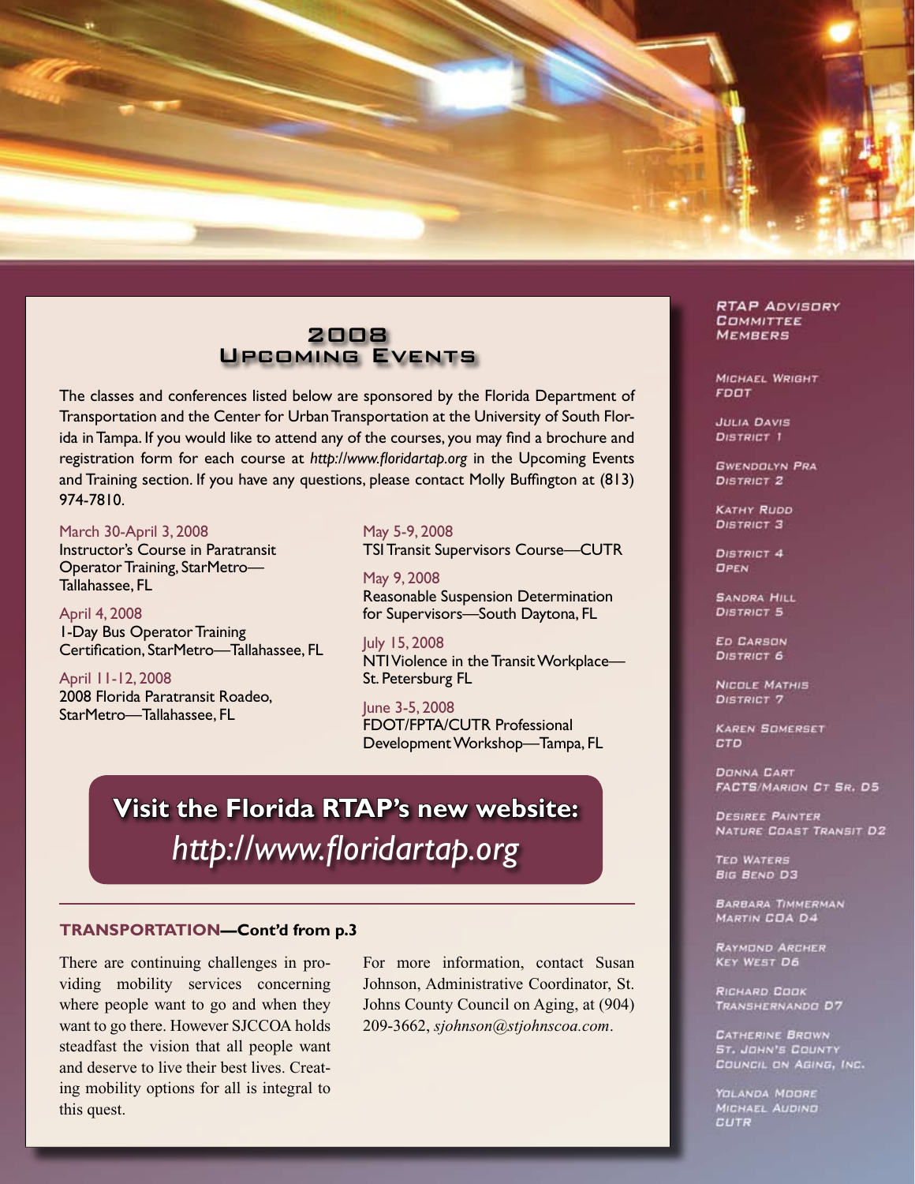## 2008 Upcoming Events

The classes and conferences listed below are sponsored by the Florida Department of Transportation and the Center for Urban Transportation at the University of South Florida in Tampa. If you would like to attend any of the courses, you may find a brochure and registration form for each course at *http://www.floridartap.org* in the Upcoming Events and Training section. If you have any questions, please contact Molly Buffington at (813) 974-7810.

March 30-April 3, 2008
Instructor's Course in Paratransit Operator Training, StarMetro—Tallahassee, FL

April 4, 2008
1-Day Bus Operator Training Certification, StarMetro—Tallahassee, FL

April 11-12, 2008
2008 Florida Paratransit Roadeo, StarMetro—Tallahassee, FL

May 5-9, 2008
TSI Transit Supervisors Course—CUTR

May 9, 2008
Reasonable Suspension Determination for Supervisors—South Daytona, FL

July 15, 2008
NTI Violence in the Transit Workplace—St. Petersburg FL

June 3-5, 2008
FDOT/FPTA/CUTR Professional Development Workshop—Tampa, FL

**Visit the Florida RTAP's new website:**
*http://www.floridartap.org*

---

**TRANSPORTATION—Cont'd from p.3**

There are continuing challenges in providing mobility services concerning where people want to go and when they want to go there. However SJCCOA holds steadfast the vision that all people want and deserve to live their best lives. Creating mobility options for all is integral to this quest.

For more information, contact Susan Johnson, Administrative Coordinator, St. Johns County Council on Aging, at (904) 209-3662, *sjohnson@stjohnscoa.com*.

### RTAP Advisory Committee Members

Michael Wright
FDOT

Julia Davis
District 1

Gwendolyn Pra
District 2

Kathy Rudd
District 3

District 4
Open

Sandra Hill
District 5

Ed Carson
District 6

Nicole Mathis
District 7

Karen Somerset
CTD

Donna Cart
FACTS/Marion CT Sr. D5

Desiree Painter
Nature Coast Transit D2

Ted Waters
Big Bend D3

Barbara Timmerman
Martin COA D4

Raymond Archer
Key West D6

Richard Cook
Transhernando D7

Catherine Brown
St. John's County Council on Aging, Inc.

Yolanda Moore
Michael Audino
CUTR